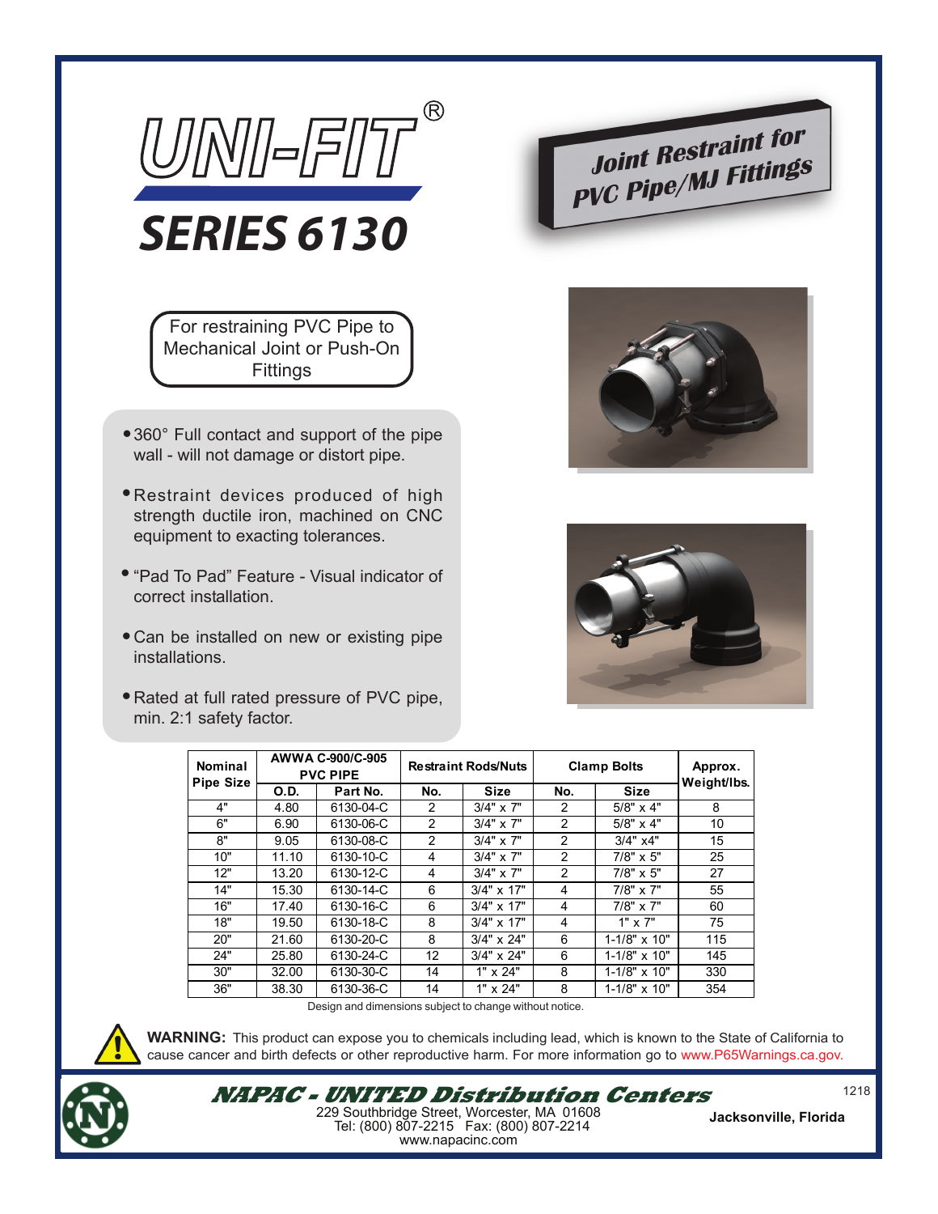# UNI-FIT®

## SERIES 6130

**Joint Restraint for PVC Pipe/MJ Fittings**

For restraining PVC Pipe to Mechanical Joint or Push-On Fittings

- 360° Full contact and support of the pipe wall - will not damage or distort pipe.
- Restraint devices produced of high strength ductile iron, machined on CNC equipment to exacting tolerances.
- "Pad To Pad" Feature - Visual indicator of correct installation.
- Can be installed on new or existing pipe installations.
- Rated at full rated pressure of PVC pipe, min. 2:1 safety factor.

| Nominal Pipe Size | AWWA C-900/C-905 PVC PIPE | | Restraint Rods/Nuts | | Clamp Bolts | | Approx. Weight/lbs. |
|---|---|---|---|---|---|---|---|
| | O.D. | Part No. | No. | Size | No. | Size | |
| 4" | 4.80 | 6130-04-C | 2 | 3/4" x 7" | 2 | 5/8" x 4" | 8 |
| 6" | 6.90 | 6130-06-C | 2 | 3/4" x 7" | 2 | 5/8" x 4" | 10 |
| 8" | 9.05 | 6130-08-C | 2 | 3/4" x 7" | 2 | 3/4" x4" | 15 |
| 10" | 11.10 | 6130-10-C | 4 | 3/4" x 7" | 2 | 7/8" x 5" | 25 |
| 12" | 13.20 | 6130-12-C | 4 | 3/4" x 7" | 2 | 7/8" x 5" | 27 |
| 14" | 15.30 | 6130-14-C | 6 | 3/4" x 17" | 4 | 7/8" x 7" | 55 |
| 16" | 17.40 | 6130-16-C | 6 | 3/4" x 17" | 4 | 7/8" x 7" | 60 |
| 18" | 19.50 | 6130-18-C | 8 | 3/4" x 17" | 4 | 1" x 7" | 75 |
| 20" | 21.60 | 6130-20-C | 8 | 3/4" x 24" | 6 | 1-1/8" x 10" | 115 |
| 24" | 25.80 | 6130-24-C | 12 | 3/4" x 24" | 6 | 1-1/8" x 10" | 145 |
| 30" | 32.00 | 6130-30-C | 14 | 1" x 24" | 8 | 1-1/8" x 10" | 330 |
| 36" | 38.30 | 6130-36-C | 14 | 1" x 24" | 8 | 1-1/8" x 10" | 354 |

Design and dimensions subject to change without notice.

**WARNING:** This product can expose you to chemicals including lead, which is known to the State of California to cause cancer and birth defects or other reproductive harm. For more information go to www.P65Warnings.ca.gov.

**NAPAC - UNITED Distribution Centers**
229 Southbridge Street, Worcester, MA 01608
Tel: (800) 807-2215 Fax: (800) 807-2214
www.napacinc.com

**Jacksonville, Florida**

1218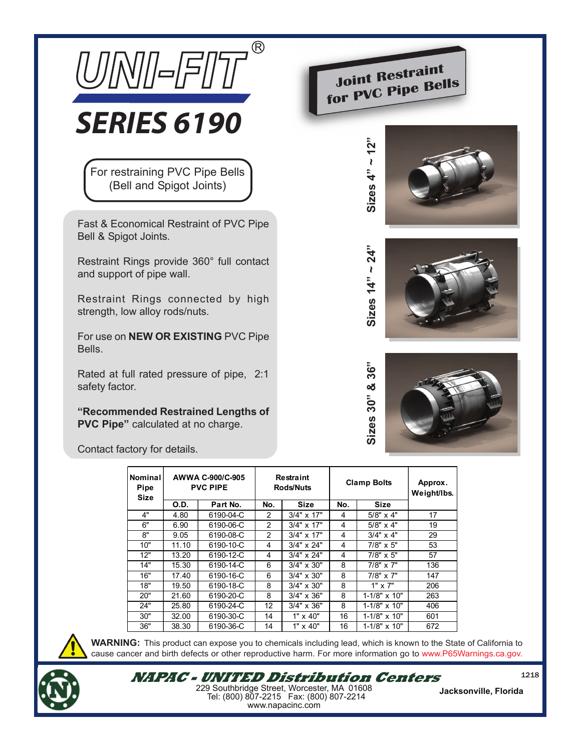# UNI-FIT®

## SERIES 6190

## Joint Restraint for PVC Pipe Bells

For restraining PVC Pipe Bells (Bell and Spigot Joints)

Fast & Economical Restraint of PVC Pipe Bell & Spigot Joints.

Restraint Rings provide 360° full contact and support of pipe wall.

Restraint Rings connected by high strength, low alloy rods/nuts.

For use on **NEW OR EXISTING** PVC Pipe Bells.

Rated at full rated pressure of pipe, 2:1 safety factor.

**"Recommended Restrained Lengths of PVC Pipe"** calculated at no charge.

Contact factory for details.

Sizes 4" ~ 12"

Sizes 14" ~ 24"

Sizes 30" & 36"

| Nominal Pipe Size | AWWA C-900/C-905 PVC PIPE | | Restraint Rods/Nuts | | Clamp Bolts | | Approx. Weight/lbs. |
|---|---|---|---|---|---|---|---|
| | O.D. | Part No. | No. | Size | No. | Size | |
| 4" | 4.80 | 6190-04-C | 2 | 3/4" x 17" | 4 | 5/8" x 4" | 17 |
| 6" | 6.90 | 6190-06-C | 2 | 3/4" x 17" | 4 | 5/8" x 4" | 19 |
| 8" | 9.05 | 6190-08-C | 2 | 3/4" x 17" | 4 | 3/4" x 4" | 29 |
| 10" | 11.10 | 6190-10-C | 4 | 3/4" x 24" | 4 | 7/8" x 5" | 53 |
| 12" | 13.20 | 6190-12-C | 4 | 3/4" x 24" | 4 | 7/8" x 5" | 57 |
| 14" | 15.30 | 6190-14-C | 6 | 3/4" x 30" | 8 | 7/8" x 7" | 136 |
| 16" | 17.40 | 6190-16-C | 6 | 3/4" x 30" | 8 | 7/8" x 7" | 147 |
| 18" | 19.50 | 6190-18-C | 8 | 3/4" x 30" | 8 | 1" x 7" | 206 |
| 20" | 21.60 | 6190-20-C | 8 | 3/4" x 36" | 8 | 1-1/8" x 10" | 263 |
| 24" | 25.80 | 6190-24-C | 12 | 3/4" x 36" | 8 | 1-1/8" x 10" | 406 |
| 30" | 32.00 | 6190-30-C | 14 | 1" x 40" | 16 | 1-1/8" x 10" | 601 |
| 36" | 38.30 | 6190-36-C | 14 | 1" x 40" | 16 | 1-1/8" x 10" | 672 |

**WARNING:** This product can expose you to chemicals including lead, which is known to the State of California to cause cancer and birth defects or other reproductive harm. For more information go to www.P65Warnings.ca.gov.

**NAPAC - UNITED Distribution Centers**

229 Southbridge Street, Worcester, MA 01608
Tel: (800) 807-2215 Fax: (800) 807-2214
www.napacinc.com

**Jacksonville, Florida**

1218